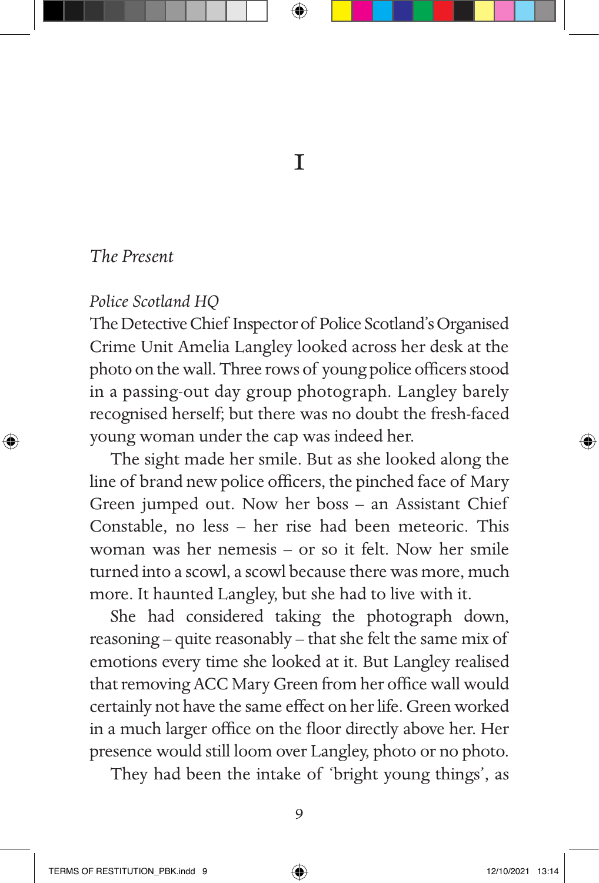# 1

*The Present*

*Police Scotland HQ*

The Detective Chief Inspector of Police Scotland's Organised Crime Unit Amelia Langley looked across her desk at the photo on the wall. Three rows of young police officers stood in a passing-out day group photograph. Langley barely recognised herself; but there was no doubt the fresh-faced young woman under the cap was indeed her.

The sight made her smile. But as she looked along the line of brand new police officers, the pinched face of Mary Green jumped out. Now her boss – an Assistant Chief Constable, no less – her rise had been meteoric. This woman was her nemesis – or so it felt. Now her smile turned into a scowl, a scowl because there was more, much more. It haunted Langley, but she had to live with it.

She had considered taking the photograph down, reasoning – quite reasonably – that she felt the same mix of emotions every time she looked at it. But Langley realised that removing ACC Mary Green from her office wall would certainly not have the same effect on her life. Green worked in a much larger office on the floor directly above her. Her presence would still loom over Langley, photo or no photo.

They had been the intake of 'bright young things', as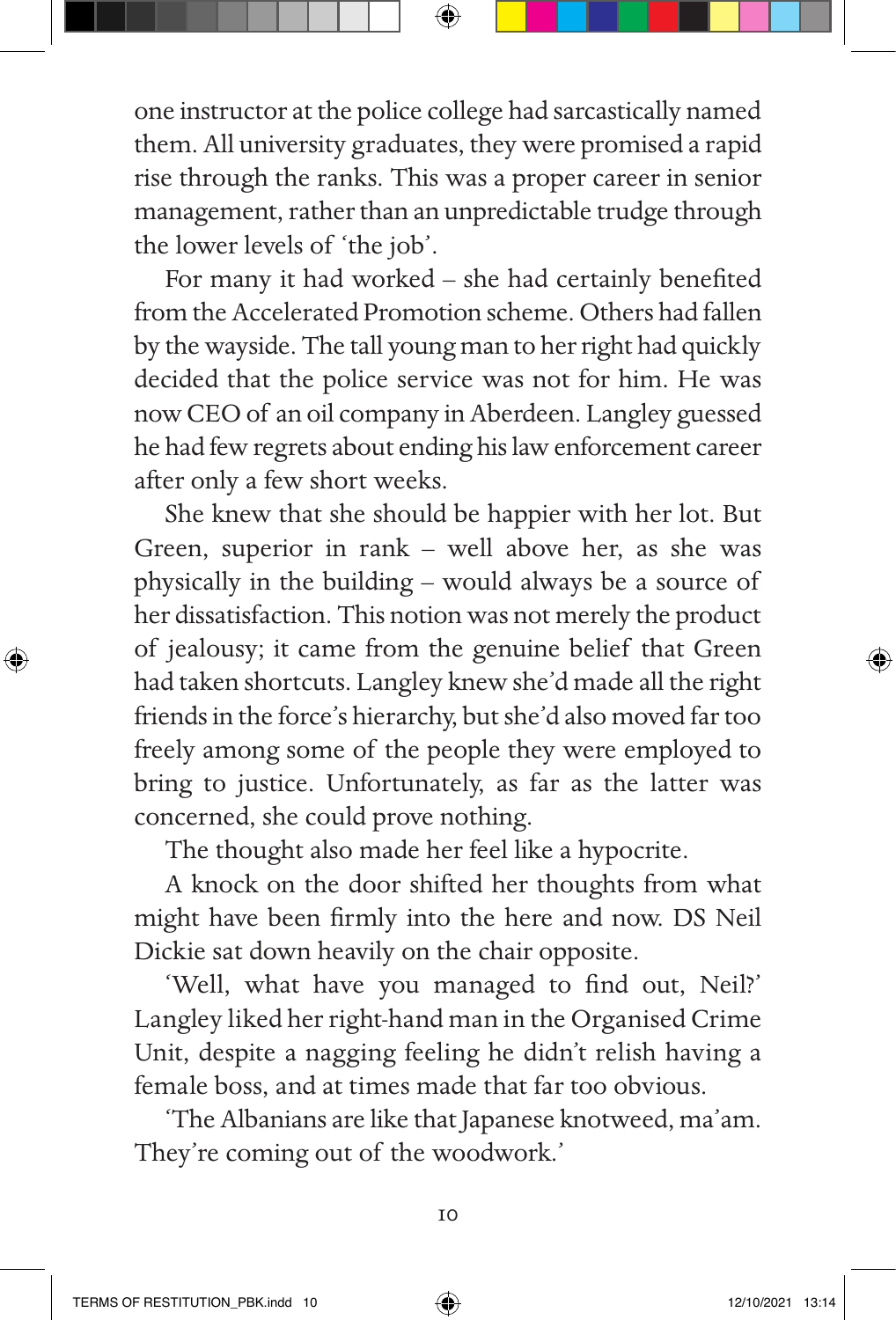one instructor at the police college had sarcastically named them. All university graduates, they were promised a rapid rise through the ranks. This was a proper career in senior management, rather than an unpredictable trudge through the lower levels of 'the job'.

For many it had worked – she had certainly benefited from the Accelerated Promotion scheme. Others had fallen by the wayside. The tall young man to her right had quickly decided that the police service was not for him. He was now CEO of an oil company in Aberdeen. Langley guessed he had few regrets about ending his law enforcement career after only a few short weeks.

She knew that she should be happier with her lot. But Green, superior in rank – well above her, as she was physically in the building – would always be a source of her dissatisfaction. This notion was not merely the product of jealousy; it came from the genuine belief that Green had taken shortcuts. Langley knew she'd made all the right friends in the force's hierarchy, but she'd also moved far too freely among some of the people they were employed to bring to justice. Unfortunately, as far as the latter was concerned, she could prove nothing.

The thought also made her feel like a hypocrite.

A knock on the door shifted her thoughts from what might have been firmly into the here and now. DS Neil Dickie sat down heavily on the chair opposite.

'Well, what have you managed to find out, Neil?' Langley liked her right-hand man in the Organised Crime Unit, despite a nagging feeling he didn't relish having a female boss, and at times made that far too obvious.

'The Albanians are like that Japanese knotweed, ma'am. They're coming out of the woodwork.'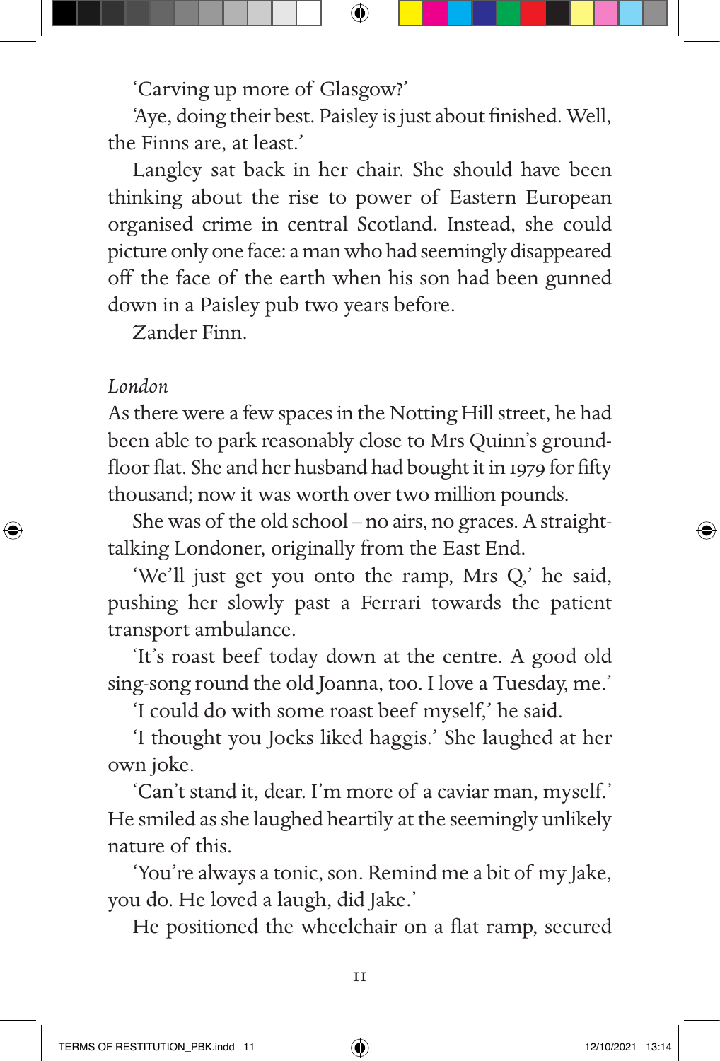'Carving up more of Glasgow?'

'Aye, doing their best. Paisley is just about finished. Well, the Finns are, at least.'

Langley sat back in her chair. She should have been thinking about the rise to power of Eastern European organised crime in central Scotland. Instead, she could picture only one face: a man who had seemingly disappeared off the face of the earth when his son had been gunned down in a Paisley pub two years before.

Zander Finn.

*London*

As there were a few spaces in the Notting Hill street, he had been able to park reasonably close to Mrs Quinn's ground-floor flat. She and her husband had bought it in 1979 for fifty thousand; now it was worth over two million pounds.

She was of the old school – no airs, no graces. A straight-talking Londoner, originally from the East End.

'We'll just get you onto the ramp, Mrs Q,' he said, pushing her slowly past a Ferrari towards the patient transport ambulance.

'It's roast beef today down at the centre. A good old sing-song round the old Joanna, too. I love a Tuesday, me.'

'I could do with some roast beef myself,' he said.

'I thought you Jocks liked haggis.' She laughed at her own joke.

'Can't stand it, dear. I'm more of a caviar man, myself.' He smiled as she laughed heartily at the seemingly unlikely nature of this.

'You're always a tonic, son. Remind me a bit of my Jake, you do. He loved a laugh, did Jake.'

He positioned the wheelchair on a flat ramp, secured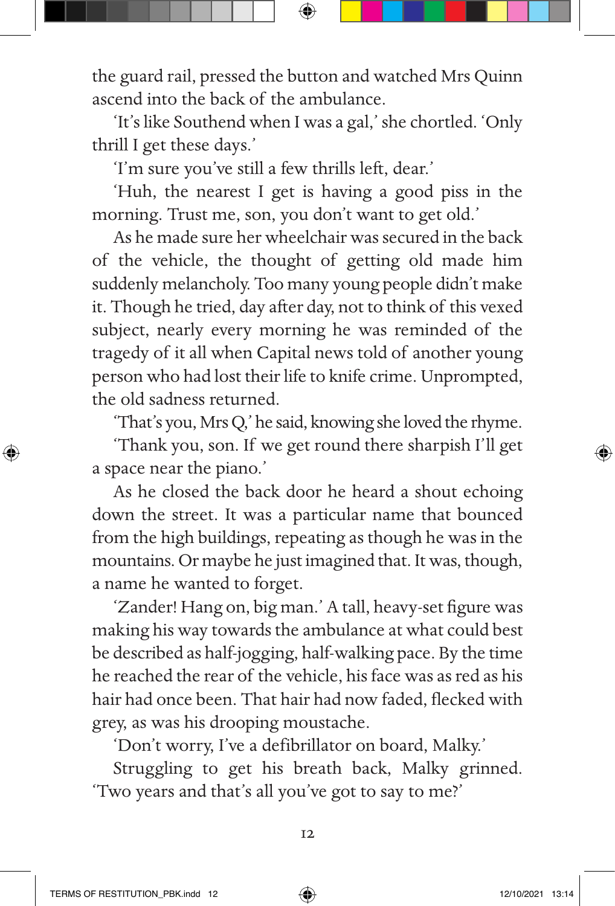the guard rail, pressed the button and watched Mrs Quinn ascend into the back of the ambulance.

'It's like Southend when I was a gal,' she chortled. 'Only thrill I get these days.'

'I'm sure you've still a few thrills left, dear.'

'Huh, the nearest I get is having a good piss in the morning. Trust me, son, you don't want to get old.'

As he made sure her wheelchair was secured in the back of the vehicle, the thought of getting old made him suddenly melancholy. Too many young people didn't make it. Though he tried, day after day, not to think of this vexed subject, nearly every morning he was reminded of the tragedy of it all when Capital news told of another young person who had lost their life to knife crime. Unprompted, the old sadness returned.

'That's you, Mrs Q,' he said, knowing she loved the rhyme.

'Thank you, son. If we get round there sharpish I'll get a space near the piano.'

As he closed the back door he heard a shout echoing down the street. It was a particular name that bounced from the high buildings, repeating as though he was in the mountains. Or maybe he just imagined that. It was, though, a name he wanted to forget.

'Zander! Hang on, big man.' A tall, heavy-set figure was making his way towards the ambulance at what could best be described as half-jogging, half-walking pace. By the time he reached the rear of the vehicle, his face was as red as his hair had once been. That hair had now faded, flecked with grey, as was his drooping moustache.

'Don't worry, I've a defibrillator on board, Malky.'

Struggling to get his breath back, Malky grinned. 'Two years and that's all you've got to say to me?'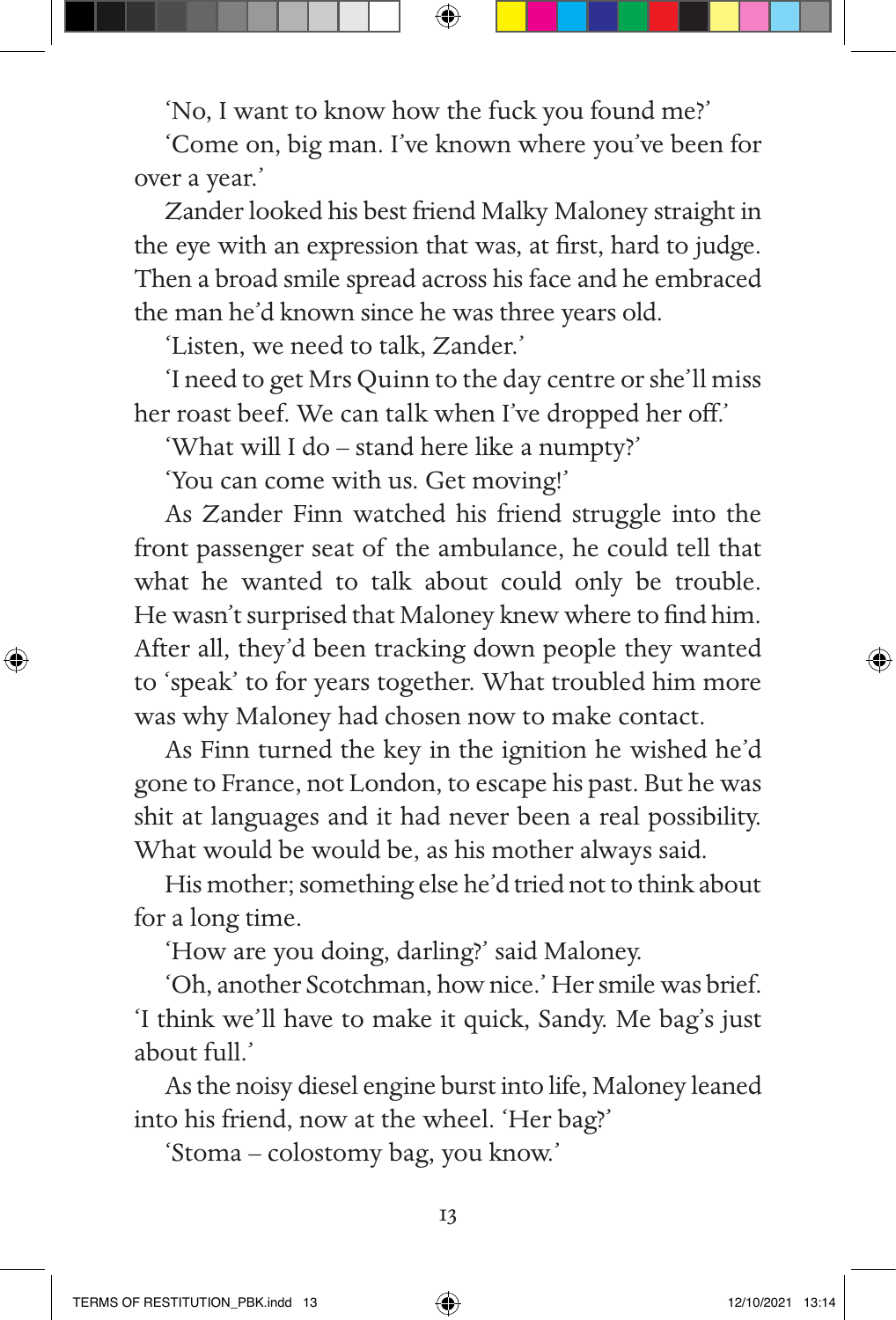'No, I want to know how the fuck you found me?'

'Come on, big man. I've known where you've been for over a year.'

Zander looked his best friend Malky Maloney straight in the eye with an expression that was, at first, hard to judge. Then a broad smile spread across his face and he embraced the man he'd known since he was three years old.

'Listen, we need to talk, Zander.'

'I need to get Mrs Quinn to the day centre or she'll miss her roast beef. We can talk when I've dropped her off.'

'What will I do – stand here like a numpty?'

'You can come with us. Get moving!'

As Zander Finn watched his friend struggle into the front passenger seat of the ambulance, he could tell that what he wanted to talk about could only be trouble. He wasn't surprised that Maloney knew where to find him. After all, they'd been tracking down people they wanted to 'speak' to for years together. What troubled him more was why Maloney had chosen now to make contact.

As Finn turned the key in the ignition he wished he'd gone to France, not London, to escape his past. But he was shit at languages and it had never been a real possibility. What would be would be, as his mother always said.

His mother; something else he'd tried not to think about for a long time.

'How are you doing, darling?' said Maloney.

'Oh, another Scotchman, how nice.' Her smile was brief. 'I think we'll have to make it quick, Sandy. Me bag's just about full.'

As the noisy diesel engine burst into life, Maloney leaned into his friend, now at the wheel. 'Her bag?'

'Stoma – colostomy bag, you know.'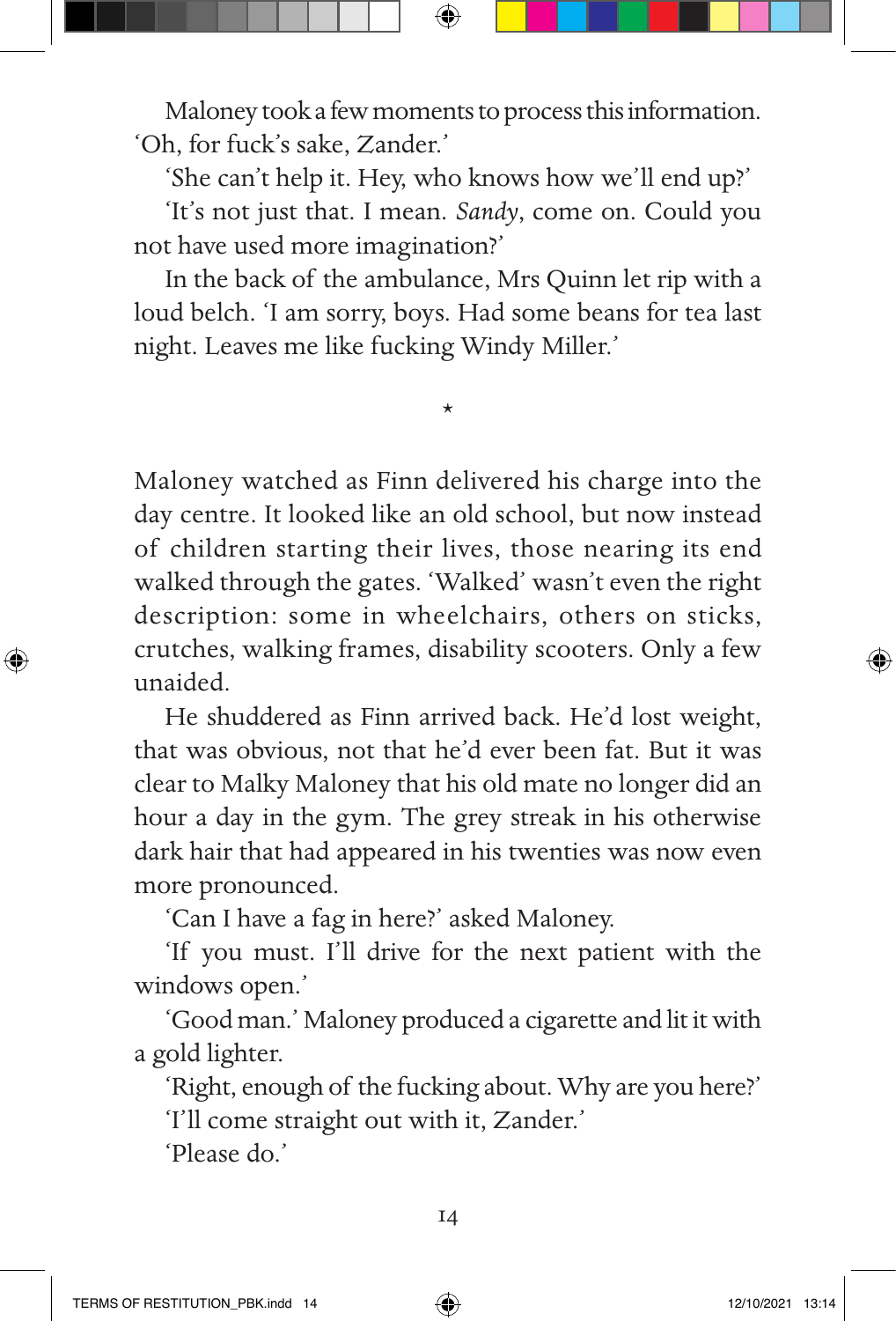Maloney took a few moments to process this information. 'Oh, for fuck's sake, Zander.'

'She can't help it. Hey, who knows how we'll end up?'

'It's not just that. I mean. *Sandy*, come on. Could you not have used more imagination?'

In the back of the ambulance, Mrs Quinn let rip with a loud belch. 'I am sorry, boys. Had some beans for tea last night. Leaves me like fucking Windy Miller.'

*

Maloney watched as Finn delivered his charge into the day centre. It looked like an old school, but now instead of children starting their lives, those nearing its end walked through the gates. 'Walked' wasn't even the right description: some in wheelchairs, others on sticks, crutches, walking frames, disability scooters. Only a few unaided.

He shuddered as Finn arrived back. He'd lost weight, that was obvious, not that he'd ever been fat. But it was clear to Malky Maloney that his old mate no longer did an hour a day in the gym. The grey streak in his otherwise dark hair that had appeared in his twenties was now even more pronounced.

'Can I have a fag in here?' asked Maloney.

'If you must. I'll drive for the next patient with the windows open.'

'Good man.' Maloney produced a cigarette and lit it with a gold lighter.

'Right, enough of the fucking about. Why are you here?'

'I'll come straight out with it, Zander.'

'Please do.'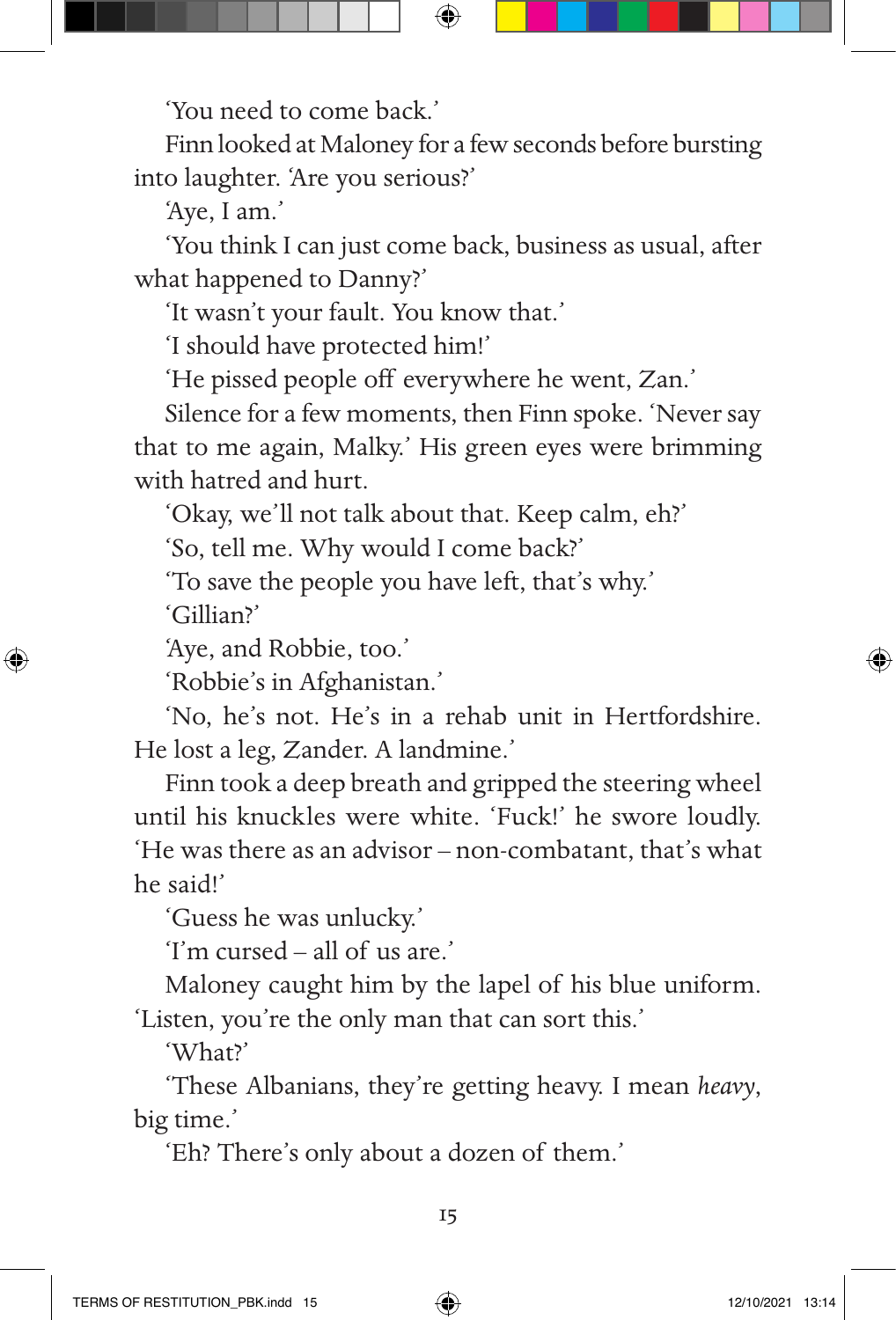'You need to come back.'

Finn looked at Maloney for a few seconds before bursting into laughter. 'Are you serious?'

'Aye, I am.'

'You think I can just come back, business as usual, after what happened to Danny?'

'It wasn't your fault. You know that.'

'I should have protected him!'

'He pissed people off everywhere he went, Zan.'

Silence for a few moments, then Finn spoke. 'Never say that to me again, Malky.' His green eyes were brimming with hatred and hurt.

'Okay, we'll not talk about that. Keep calm, eh?'

'So, tell me. Why would I come back?'

'To save the people you have left, that's why.'

'Gillian?'

'Aye, and Robbie, too.'

'Robbie's in Afghanistan.'

'No, he's not. He's in a rehab unit in Hertfordshire. He lost a leg, Zander. A landmine.'

Finn took a deep breath and gripped the steering wheel until his knuckles were white. 'Fuck!' he swore loudly. 'He was there as an advisor – non-combatant, that's what he said!'

'Guess he was unlucky.'

'I'm cursed – all of us are.'

Maloney caught him by the lapel of his blue uniform. 'Listen, you're the only man that can sort this.'

'What?'

'These Albanians, they're getting heavy. I mean *heavy*, big time.'

'Eh? There's only about a dozen of them.'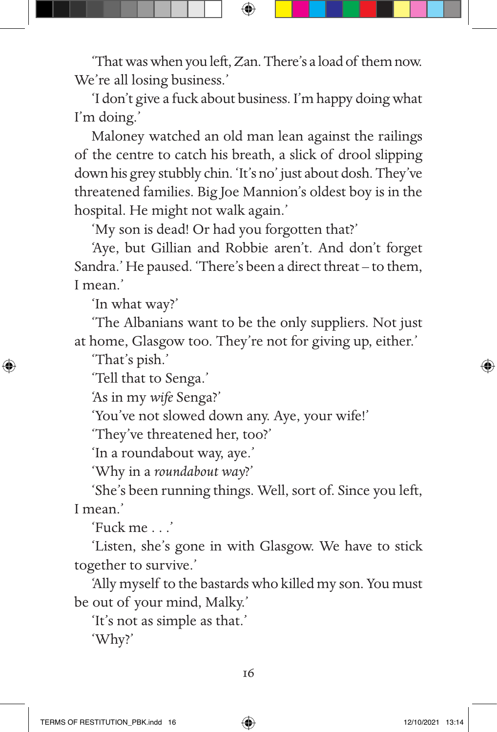'That was when you left, Zan. There's a load of them now. We're all losing business.'

'I don't give a fuck about business. I'm happy doing what I'm doing.'

Maloney watched an old man lean against the railings of the centre to catch his breath, a slick of drool slipping down his grey stubbly chin. 'It's no' just about dosh. They've threatened families. Big Joe Mannion's oldest boy is in the hospital. He might not walk again.'

'My son is dead! Or had you forgotten that?'

'Aye, but Gillian and Robbie aren't. And don't forget Sandra.' He paused. 'There's been a direct threat – to them, I mean.'

'In what way?'

'The Albanians want to be the only suppliers. Not just at home, Glasgow too. They're not for giving up, either.'

'That's pish.'

'Tell that to Senga.'

'As in my *wife* Senga?'

'You've not slowed down any. Aye, your wife!'

'They've threatened her, too?'

'In a roundabout way, aye.'

'Why in a *roundabout way*?'

'She's been running things. Well, sort of. Since you left, I mean.'

'Fuck me . . .'

'Listen, she's gone in with Glasgow. We have to stick together to survive.'

'Ally myself to the bastards who killed my son. You must be out of your mind, Malky.'

'It's not as simple as that.'

'Why?'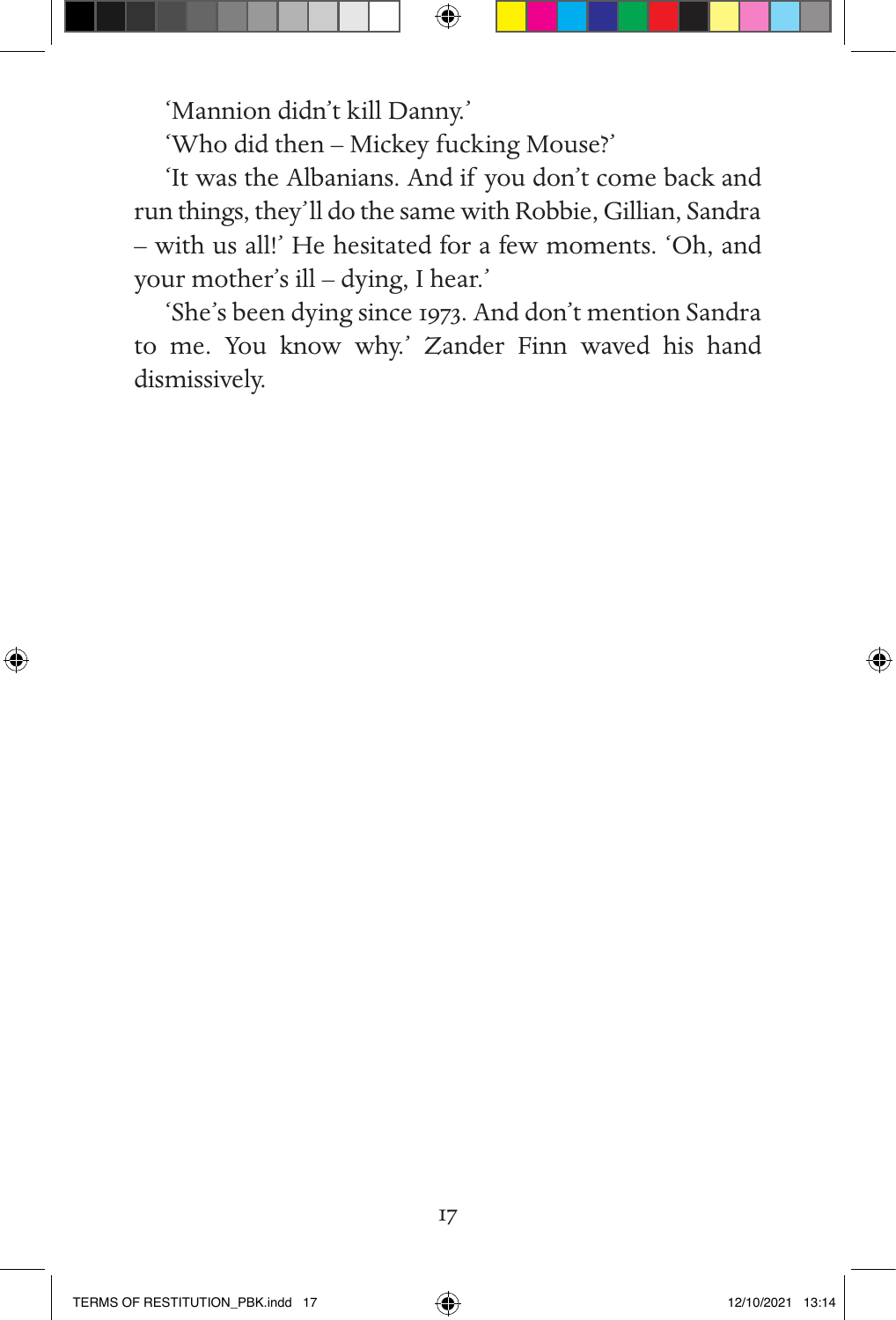'Mannion didn't kill Danny.'

'Who did then – Mickey fucking Mouse?'

'It was the Albanians. And if you don't come back and run things, they'll do the same with Robbie, Gillian, Sandra – with us all!' He hesitated for a few moments. 'Oh, and your mother's ill – dying, I hear.'

'She's been dying since 1973. And don't mention Sandra to me. You know why.' Zander Finn waved his hand dismissively.